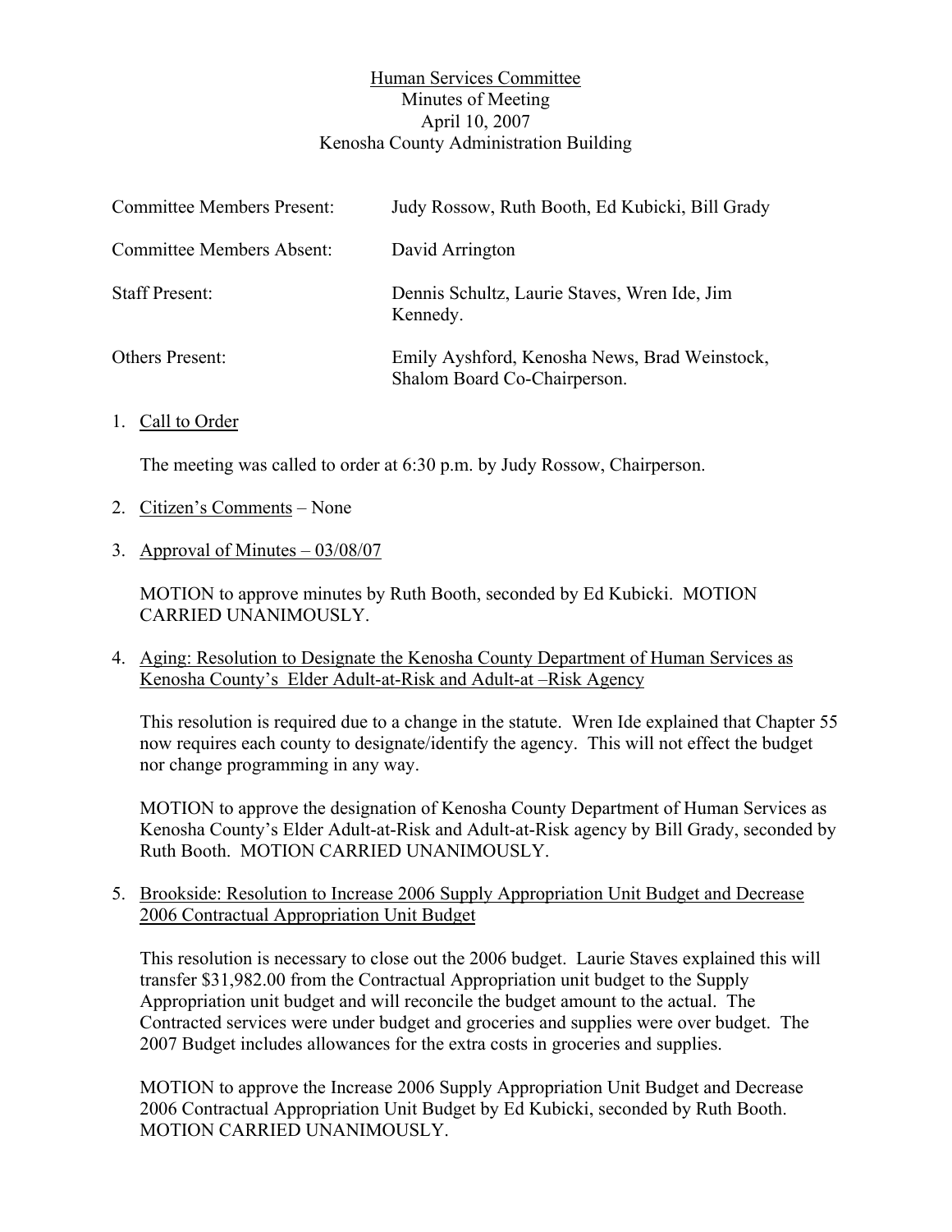Human Services Committee
Minutes of Meeting
April 10, 2007
Kenosha County Administration Building

| | |
|---|---|
| Committee Members Present: | Judy Rossow, Ruth Booth, Ed Kubicki, Bill Grady |
| Committee Members Absent: | David Arrington |
| Staff Present: | Dennis Schultz, Laurie Staves, Wren Ide, Jim Kennedy. |
| Others Present: | Emily Ayshford, Kenosha News, Brad Weinstock, Shalom Board Co-Chairperson. |

1. Call to Order

   The meeting was called to order at 6:30 p.m. by Judy Rossow, Chairperson.

2. Citizen's Comments – None

3. Approval of Minutes – 03/08/07

   MOTION to approve minutes by Ruth Booth, seconded by Ed Kubicki. MOTION CARRIED UNANIMOUSLY.

4. Aging: Resolution to Designate the Kenosha County Department of Human Services as Kenosha County's Elder Adult-at-Risk and Adult-at –Risk Agency

   This resolution is required due to a change in the statute. Wren Ide explained that Chapter 55 now requires each county to designate/identify the agency. This will not effect the budget nor change programming in any way.

   MOTION to approve the designation of Kenosha County Department of Human Services as Kenosha County's Elder Adult-at-Risk and Adult-at-Risk agency by Bill Grady, seconded by Ruth Booth. MOTION CARRIED UNANIMOUSLY.

5. Brookside: Resolution to Increase 2006 Supply Appropriation Unit Budget and Decrease 2006 Contractual Appropriation Unit Budget

   This resolution is necessary to close out the 2006 budget. Laurie Staves explained this will transfer $31,982.00 from the Contractual Appropriation unit budget to the Supply Appropriation unit budget and will reconcile the budget amount to the actual. The Contracted services were under budget and groceries and supplies were over budget. The 2007 Budget includes allowances for the extra costs in groceries and supplies.

   MOTION to approve the Increase 2006 Supply Appropriation Unit Budget and Decrease 2006 Contractual Appropriation Unit Budget by Ed Kubicki, seconded by Ruth Booth. MOTION CARRIED UNANIMOUSLY.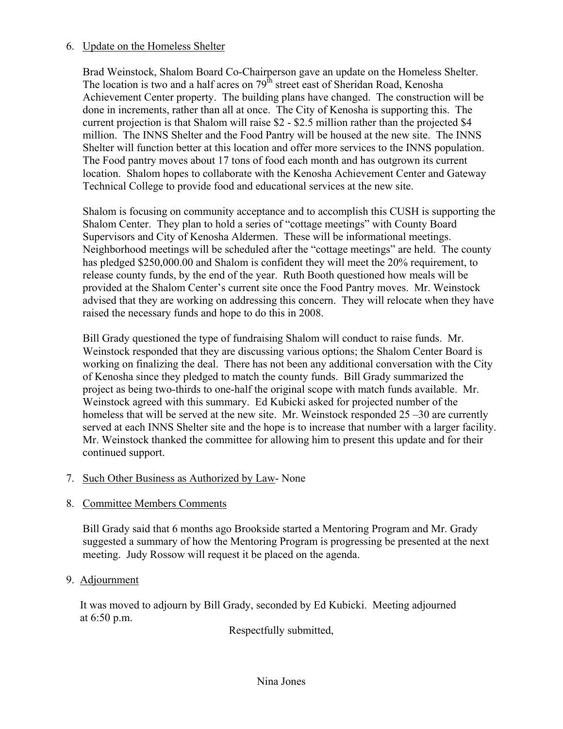6. Update on the Homeless Shelter

   Brad Weinstock, Shalom Board Co-Chairperson gave an update on the Homeless Shelter. The location is two and a half acres on 79th street east of Sheridan Road, Kenosha Achievement Center property. The building plans have changed. The construction will be done in increments, rather than all at once. The City of Kenosha is supporting this. The current projection is that Shalom will raise \$2 - \$2.5 million rather than the projected \$4 million. The INNS Shelter and the Food Pantry will be housed at the new site. The INNS Shelter will function better at this location and offer more services to the INNS population. The Food pantry moves about 17 tons of food each month and has outgrown its current location. Shalom hopes to collaborate with the Kenosha Achievement Center and Gateway Technical College to provide food and educational services at the new site.

   Shalom is focusing on community acceptance and to accomplish this CUSH is supporting the Shalom Center. They plan to hold a series of "cottage meetings" with County Board Supervisors and City of Kenosha Aldermen. These will be informational meetings. Neighborhood meetings will be scheduled after the "cottage meetings" are held. The county has pledged \$250,000.00 and Shalom is confident they will meet the 20% requirement, to release county funds, by the end of the year. Ruth Booth questioned how meals will be provided at the Shalom Center's current site once the Food Pantry moves. Mr. Weinstock advised that they are working on addressing this concern. They will relocate when they have raised the necessary funds and hope to do this in 2008.

   Bill Grady questioned the type of fundraising Shalom will conduct to raise funds. Mr. Weinstock responded that they are discussing various options; the Shalom Center Board is working on finalizing the deal. There has not been any additional conversation with the City of Kenosha since they pledged to match the county funds. Bill Grady summarized the project as being two-thirds to one-half the original scope with match funds available. Mr. Weinstock agreed with this summary. Ed Kubicki asked for projected number of the homeless that will be served at the new site. Mr. Weinstock responded 25 –30 are currently served at each INNS Shelter site and the hope is to increase that number with a larger facility. Mr. Weinstock thanked the committee for allowing him to present this update and for their continued support.

7. Such Other Business as Authorized by Law- None

8. Committee Members Comments

   Bill Grady said that 6 months ago Brookside started a Mentoring Program and Mr. Grady suggested a summary of how the Mentoring Program is progressing be presented at the next meeting. Judy Rossow will request it be placed on the agenda.

9. Adjournment

   It was moved to adjourn by Bill Grady, seconded by Ed Kubicki. Meeting adjourned at 6:50 p.m.

Respectfully submitted,

Nina Jones